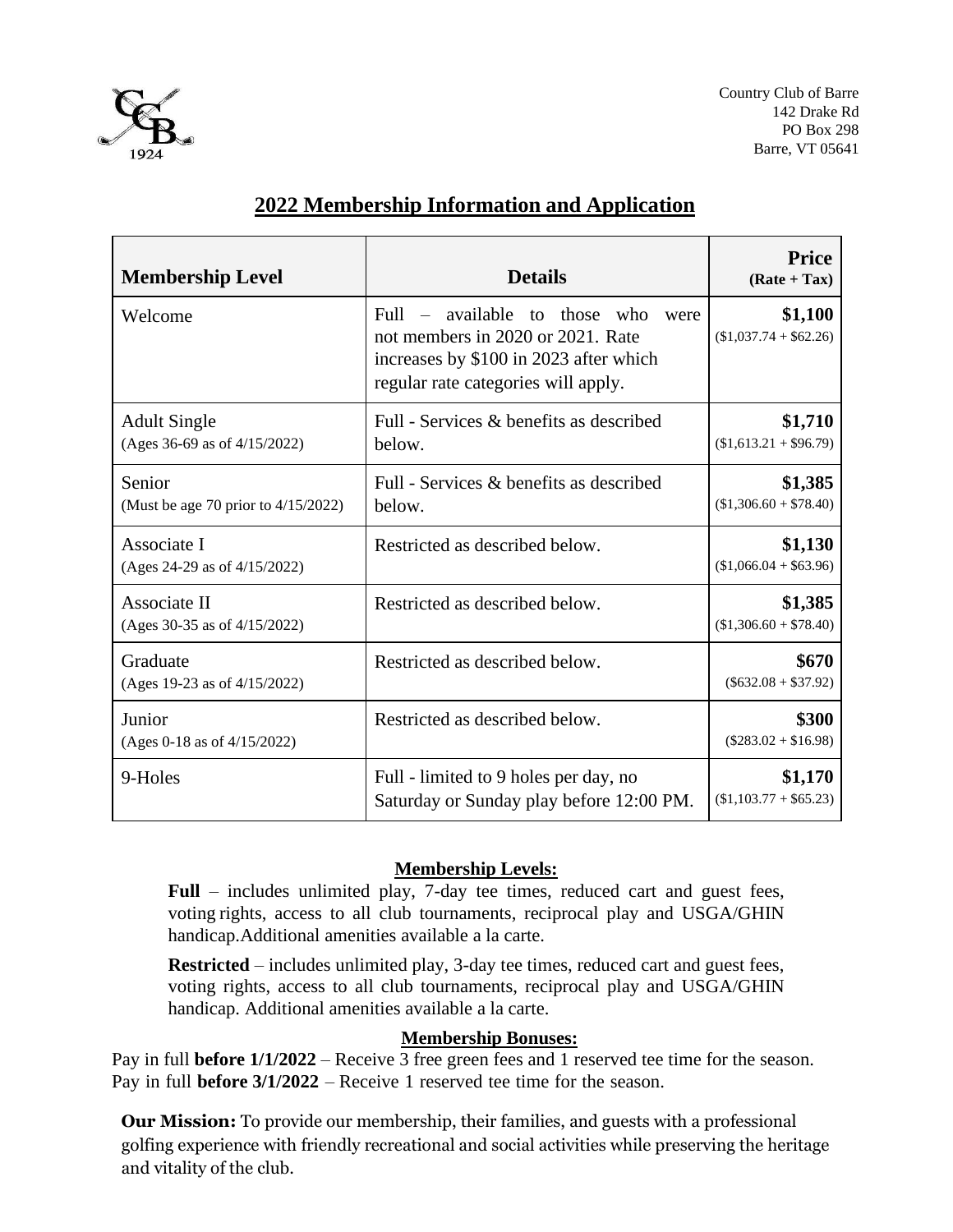Country Club of Barre
142 Drake Rd
PO Box 298
Barre, VT 05641

# 2022 Membership Information and Application

| Membership Level | Details | Price (Rate + Tax) |
|---|---|---|
| Welcome | Full – available to those who were not members in 2020 or 2021. Rate increases by $100 in 2023 after which regular rate categories will apply. | **$1,100** ($1,037.74 + $62.26) |
| Adult Single (Ages 36-69 as of 4/15/2022) | Full - Services & benefits as described below. | **$1,710** ($1,613.21 + $96.79) |
| Senior (Must be age 70 prior to 4/15/2022) | Full - Services & benefits as described below. | **$1,385** ($1,306.60 + $78.40) |
| Associate I (Ages 24-29 as of 4/15/2022) | Restricted as described below. | **$1,130** ($1,066.04 + $63.96) |
| Associate II (Ages 30-35 as of 4/15/2022) | Restricted as described below. | **$1,385** ($1,306.60 + $78.40) |
| Graduate (Ages 19-23 as of 4/15/2022) | Restricted as described below. | **$670** ($632.08 + $37.92) |
| Junior (Ages 0-18 as of 4/15/2022) | Restricted as described below. | **$300** ($283.02 + $16.98) |
| 9-Holes | Full - limited to 9 holes per day, no Saturday or Sunday play before 12:00 PM. | **$1,170** ($1,103.77 + $65.23) |

## Membership Levels:

**Full** – includes unlimited play, 7-day tee times, reduced cart and guest fees, voting rights, access to all club tournaments, reciprocal play and USGA/GHIN handicap.Additional amenities available a la carte.

**Restricted** – includes unlimited play, 3-day tee times, reduced cart and guest fees, voting rights, access to all club tournaments, reciprocal play and USGA/GHIN handicap. Additional amenities available a la carte.

## Membership Bonuses:

Pay in full **before 1/1/2022** – Receive 3 free green fees and 1 reserved tee time for the season.
Pay in full **before 3/1/2022** – Receive 1 reserved tee time for the season.

**Our Mission:** To provide our membership, their families, and guests with a professional golfing experience with friendly recreational and social activities while preserving the heritage and vitality of the club.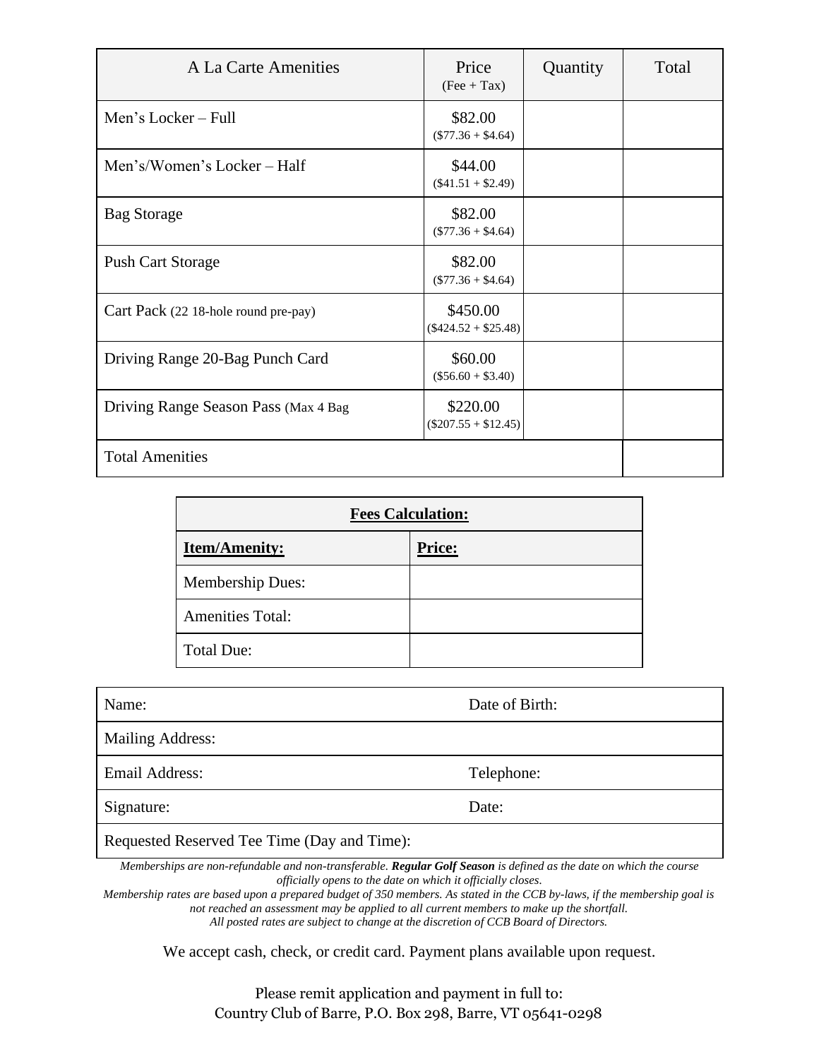| A La Carte Amenities | Price (Fee + Tax) | Quantity | Total |
|---|---|---|---|
| Men's Locker – Full | $82.00 ($77.36 + $4.64) | | |
| Men's/Women's Locker – Half | $44.00 ($41.51 + $2.49) | | |
| Bag Storage | $82.00 ($77.36 + $4.64) | | |
| Push Cart Storage | $82.00 ($77.36 + $4.64) | | |
| Cart Pack (22 18-hole round pre-pay) | $450.00 ($424.52 + $25.48) | | |
| Driving Range 20-Bag Punch Card | $60.00 ($56.60 + $3.40) | | |
| Driving Range Season Pass (Max 4 Bag | $220.00 ($207.55 + $12.45) | | |
| Total Amenities | | | |

| **Fees Calculation:** | |
|---|---|
| **Item/Amenity:** | **Price:** |
| Membership Dues: | |
| Amenities Total: | |
| Total Due: | |

| | |
|---|---|
| Name: | Date of Birth: |
| Mailing Address: | |
| Email Address: | Telephone: |
| Signature: | Date: |
| Requested Reserved Tee Time (Day and Time): | |

*Memberships are non-refundable and non-transferable.* ***Regular Golf Season*** *is defined as the date on which the course officially opens to the date on which it officially closes.*

*Membership rates are based upon a prepared budget of 350 members. As stated in the CCB by-laws, if the membership goal is not reached an assessment may be applied to all current members to make up the shortfall.*

*All posted rates are subject to change at the discretion of CCB Board of Directors.*

We accept cash, check, or credit card. Payment plans available upon request.

Please remit application and payment in full to:
Country Club of Barre, P.O. Box 298, Barre, VT 05641-0298